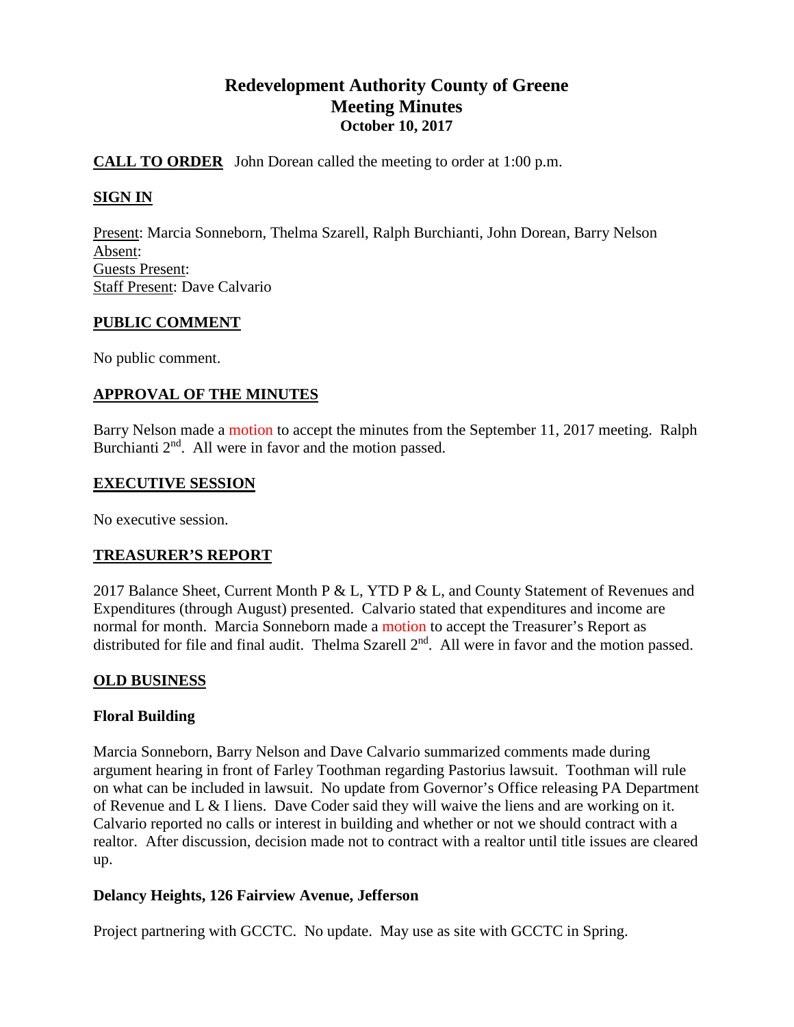# Redevelopment Authority County of Greene
## Meeting Minutes
### October 10, 2017

**CALL TO ORDER** John Dorean called the meeting to order at 1:00 p.m.

**SIGN IN**

Present: Marcia Sonneborn, Thelma Szarell, Ralph Burchianti, John Dorean, Barry Nelson
Absent:
Guests Present:
Staff Present: Dave Calvario

**PUBLIC COMMENT**

No public comment.

**APPROVAL OF THE MINUTES**

Barry Nelson made a motion to accept the minutes from the September 11, 2017 meeting. Ralph Burchianti 2nd. All were in favor and the motion passed.

**EXECUTIVE SESSION**

No executive session.

**TREASURER'S REPORT**

2017 Balance Sheet, Current Month P & L, YTD P & L, and County Statement of Revenues and Expenditures (through August) presented. Calvario stated that expenditures and income are normal for month. Marcia Sonneborn made a motion to accept the Treasurer's Report as distributed for file and final audit. Thelma Szarell 2nd. All were in favor and the motion passed.

**OLD BUSINESS**

**Floral Building**

Marcia Sonneborn, Barry Nelson and Dave Calvario summarized comments made during argument hearing in front of Farley Toothman regarding Pastorius lawsuit. Toothman will rule on what can be included in lawsuit. No update from Governor's Office releasing PA Department of Revenue and L & I liens. Dave Coder said they will waive the liens and are working on it. Calvario reported no calls or interest in building and whether or not we should contract with a realtor. After discussion, decision made not to contract with a realtor until title issues are cleared up.

**Delancy Heights, 126 Fairview Avenue, Jefferson**

Project partnering with GCCTC. No update. May use as site with GCCTC in Spring.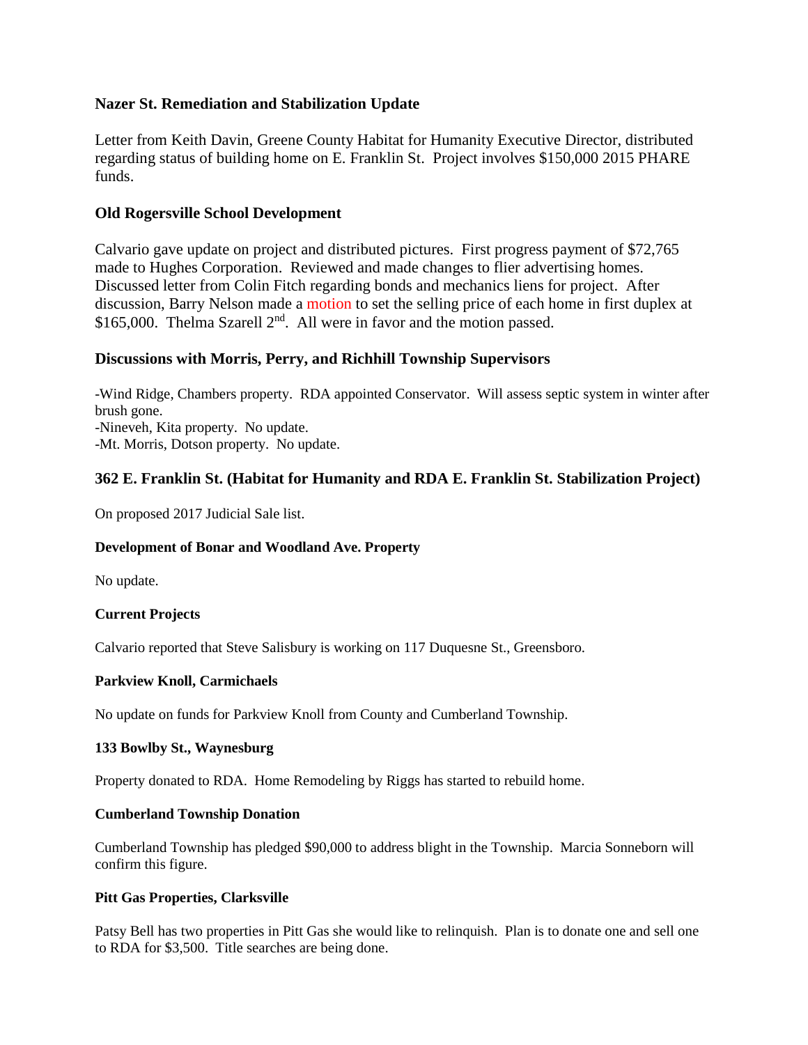### Nazer St. Remediation and Stabilization Update

Letter from Keith Davin, Greene County Habitat for Humanity Executive Director, distributed regarding status of building home on E. Franklin St. Project involves $150,000 2015 PHARE funds.

### Old Rogersville School Development

Calvario gave update on project and distributed pictures. First progress payment of $72,765 made to Hughes Corporation. Reviewed and made changes to flier advertising homes. Discussed letter from Colin Fitch regarding bonds and mechanics liens for project. After discussion, Barry Nelson made a motion to set the selling price of each home in first duplex at $165,000. Thelma Szarell 2nd. All were in favor and the motion passed.

### Discussions with Morris, Perry, and Richhill Township Supervisors

- Wind Ridge, Chambers property. RDA appointed Conservator. Will assess septic system in winter after brush gone.
- Nineveh, Kita property. No update.
- Mt. Morris, Dotson property. No update.

### 362 E. Franklin St. (Habitat for Humanity and RDA E. Franklin St. Stabilization Project)

On proposed 2017 Judicial Sale list.

#### Development of Bonar and Woodland Ave. Property

No update.

#### Current Projects

Calvario reported that Steve Salisbury is working on 117 Duquesne St., Greensboro.

#### Parkview Knoll, Carmichaels

No update on funds for Parkview Knoll from County and Cumberland Township.

#### 133 Bowlby St., Waynesburg

Property donated to RDA. Home Remodeling by Riggs has started to rebuild home.

#### Cumberland Township Donation

Cumberland Township has pledged $90,000 to address blight in the Township. Marcia Sonneborn will confirm this figure.

#### Pitt Gas Properties, Clarksville

Patsy Bell has two properties in Pitt Gas she would like to relinquish. Plan is to donate one and sell one to RDA for $3,500. Title searches are being done.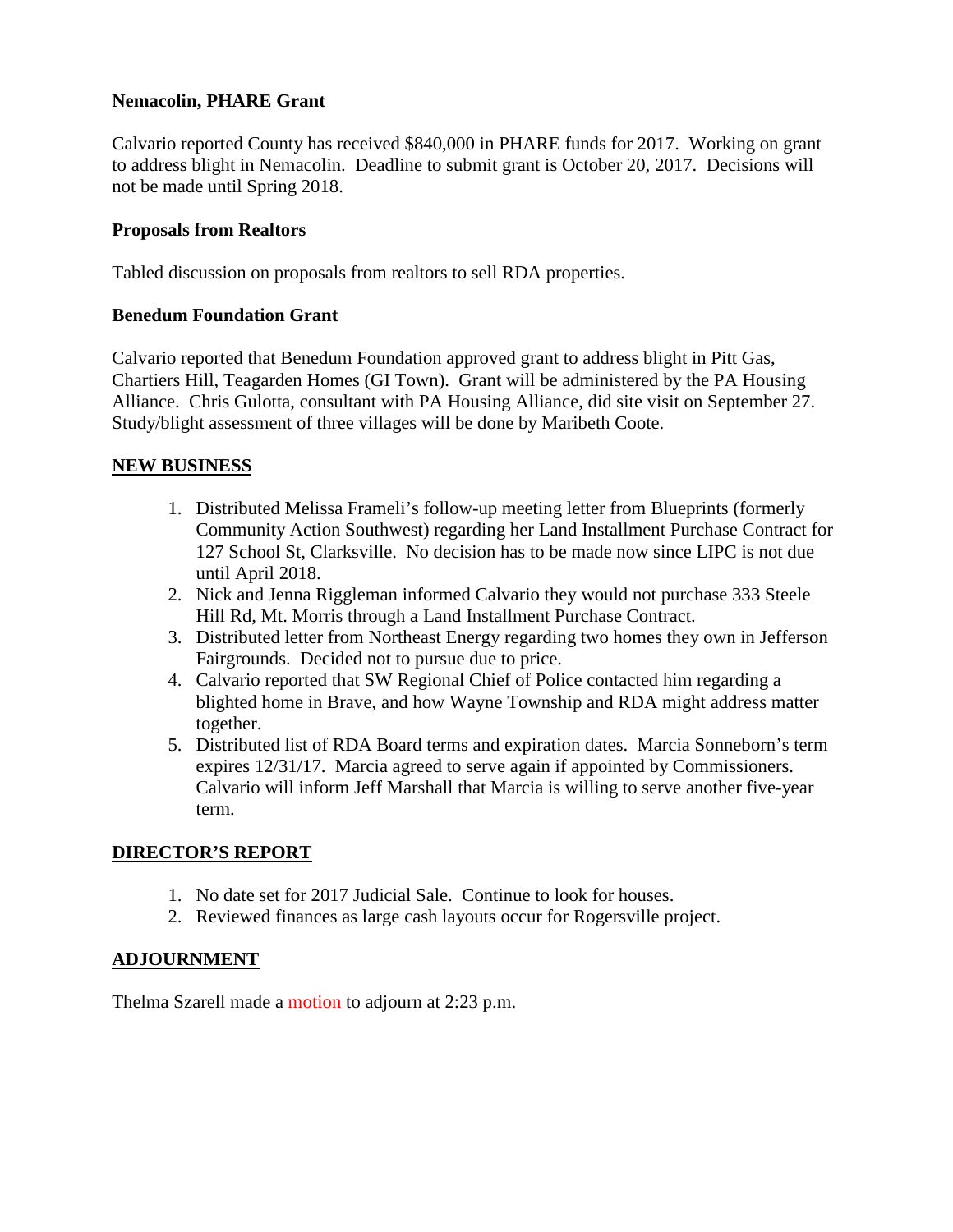**Nemacolin, PHARE Grant**

Calvario reported County has received $840,000 in PHARE funds for 2017. Working on grant to address blight in Nemacolin. Deadline to submit grant is October 20, 2017. Decisions will not be made until Spring 2018.

**Proposals from Realtors**

Tabled discussion on proposals from realtors to sell RDA properties.

**Benedum Foundation Grant**

Calvario reported that Benedum Foundation approved grant to address blight in Pitt Gas, Chartiers Hill, Teagarden Homes (GI Town). Grant will be administered by the PA Housing Alliance. Chris Gulotta, consultant with PA Housing Alliance, did site visit on September 27. Study/blight assessment of three villages will be done by Maribeth Coote.

## NEW BUSINESS

1. Distributed Melissa Frameli's follow-up meeting letter from Blueprints (formerly Community Action Southwest) regarding her Land Installment Purchase Contract for 127 School St, Clarksville. No decision has to be made now since LIPC is not due until April 2018.
2. Nick and Jenna Riggleman informed Calvario they would not purchase 333 Steele Hill Rd, Mt. Morris through a Land Installment Purchase Contract.
3. Distributed letter from Northeast Energy regarding two homes they own in Jefferson Fairgrounds. Decided not to pursue due to price.
4. Calvario reported that SW Regional Chief of Police contacted him regarding a blighted home in Brave, and how Wayne Township and RDA might address matter together.
5. Distributed list of RDA Board terms and expiration dates. Marcia Sonneborn's term expires 12/31/17. Marcia agreed to serve again if appointed by Commissioners. Calvario will inform Jeff Marshall that Marcia is willing to serve another five-year term.

## DIRECTOR'S REPORT

1. No date set for 2017 Judicial Sale. Continue to look for houses.
2. Reviewed finances as large cash layouts occur for Rogersville project.

## ADJOURNMENT

Thelma Szarell made a motion to adjourn at 2:23 p.m.